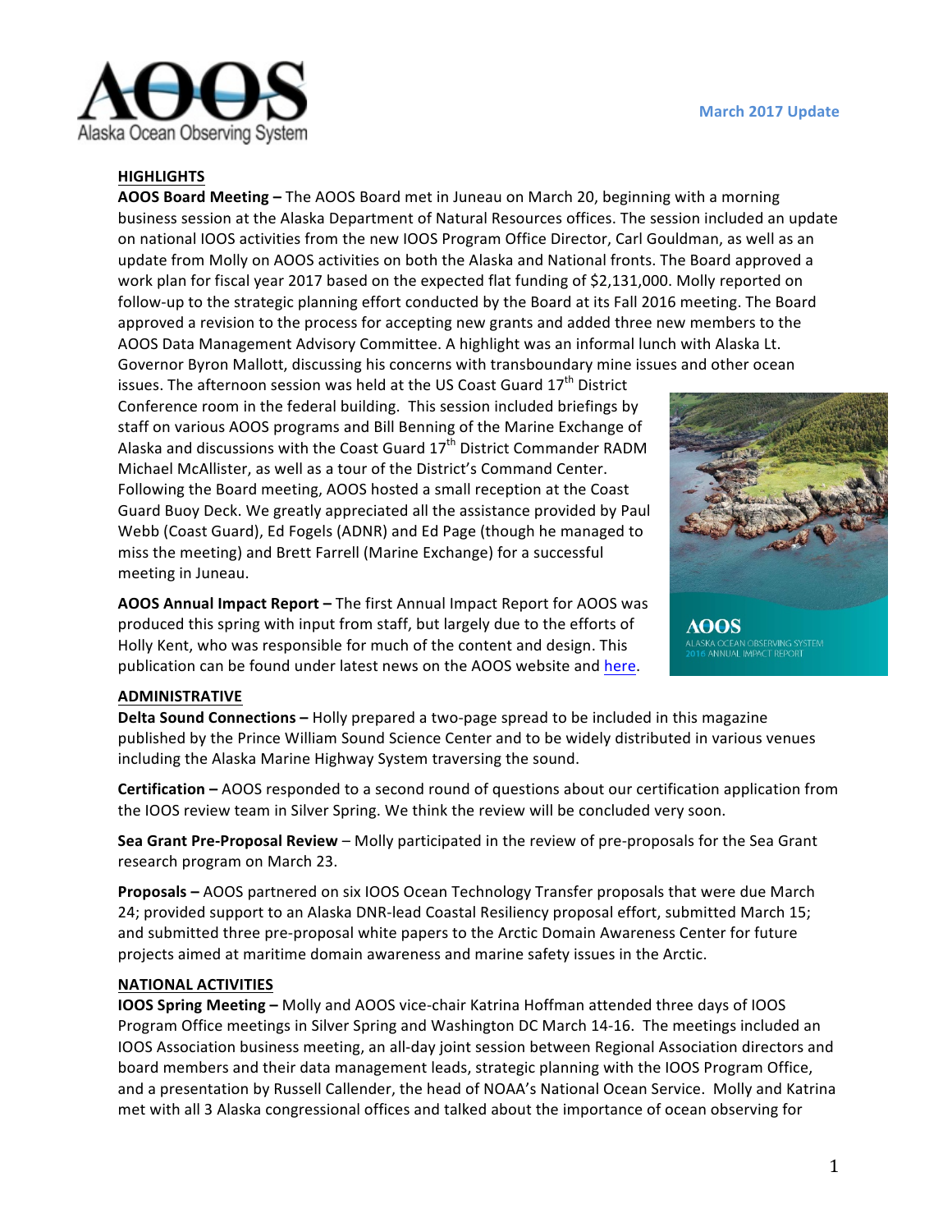March 2017 Update

## HIGHLIGHTS

**AOOS Board Meeting –** The AOOS Board met in Juneau on March 20, beginning with a morning business session at the Alaska Department of Natural Resources offices. The session included an update on national IOOS activities from the new IOOS Program Office Director, Carl Gouldman, as well as an update from Molly on AOOS activities on both the Alaska and National fronts. The Board approved a work plan for fiscal year 2017 based on the expected flat funding of $2,131,000. Molly reported on follow-up to the strategic planning effort conducted by the Board at its Fall 2016 meeting. The Board approved a revision to the process for accepting new grants and added three new members to the AOOS Data Management Advisory Committee. A highlight was an informal lunch with Alaska Lt. Governor Byron Mallott, discussing his concerns with transboundary mine issues and other ocean issues. The afternoon session was held at the US Coast Guard 17th District Conference room in the federal building. This session included briefings by staff on various AOOS programs and Bill Benning of the Marine Exchange of Alaska and discussions with the Coast Guard 17th District Commander RADM Michael McAllister, as well as a tour of the District's Command Center. Following the Board meeting, AOOS hosted a small reception at the Coast Guard Buoy Deck. We greatly appreciated all the assistance provided by Paul Webb (Coast Guard), Ed Fogels (ADNR) and Ed Page (though he managed to miss the meeting) and Brett Farrell (Marine Exchange) for a successful meeting in Juneau.

**AOOS Annual Impact Report –** The first Annual Impact Report for AOOS was produced this spring with input from staff, but largely due to the efforts of Holly Kent, who was responsible for much of the content and design. This publication can be found under latest news on the AOOS website and here.

## ADMINISTRATIVE

**Delta Sound Connections –** Holly prepared a two-page spread to be included in this magazine published by the Prince William Sound Science Center and to be widely distributed in various venues including the Alaska Marine Highway System traversing the sound.

**Certification –** AOOS responded to a second round of questions about our certification application from the IOOS review team in Silver Spring. We think the review will be concluded very soon.

**Sea Grant Pre-Proposal Review** – Molly participated in the review of pre-proposals for the Sea Grant research program on March 23.

**Proposals –** AOOS partnered on six IOOS Ocean Technology Transfer proposals that were due March 24; provided support to an Alaska DNR-lead Coastal Resiliency proposal effort, submitted March 15; and submitted three pre-proposal white papers to the Arctic Domain Awareness Center for future projects aimed at maritime domain awareness and marine safety issues in the Arctic.

## NATIONAL ACTIVITIES

**IOOS Spring Meeting –** Molly and AOOS vice-chair Katrina Hoffman attended three days of IOOS Program Office meetings in Silver Spring and Washington DC March 14-16. The meetings included an IOOS Association business meeting, an all-day joint session between Regional Association directors and board members and their data management leads, strategic planning with the IOOS Program Office, and a presentation by Russell Callender, the head of NOAA's National Ocean Service. Molly and Katrina met with all 3 Alaska congressional offices and talked about the importance of ocean observing for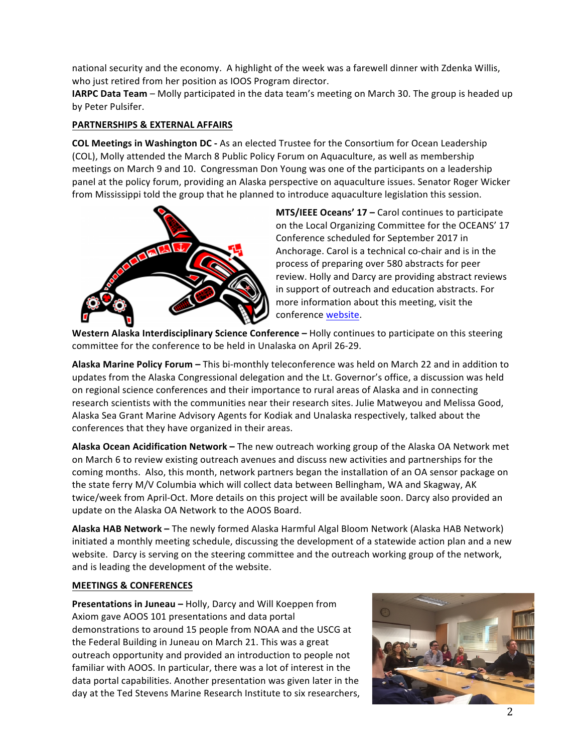national security and the economy. A highlight of the week was a farewell dinner with Zdenka Willis, who just retired from her position as IOOS Program director.

**IARPC Data Team** – Molly participated in the data team's meeting on March 30. The group is headed up by Peter Pulsifer.

**PARTNERSHIPS & EXTERNAL AFFAIRS**

**COL Meetings in Washington DC -** As an elected Trustee for the Consortium for Ocean Leadership (COL), Molly attended the March 8 Public Policy Forum on Aquaculture, as well as membership meetings on March 9 and 10. Congressman Don Young was one of the participants on a leadership panel at the policy forum, providing an Alaska perspective on aquaculture issues. Senator Roger Wicker from Mississippi told the group that he planned to introduce aquaculture legislation this session.

**MTS/IEEE Oceans' 17 –** Carol continues to participate on the Local Organizing Committee for the OCEANS' 17 Conference scheduled for September 2017 in Anchorage. Carol is a technical co-chair and is in the process of preparing over 580 abstracts for peer review. Holly and Darcy are providing abstract reviews in support of outreach and education abstracts. For more information about this meeting, visit the conference website.

**Western Alaska Interdisciplinary Science Conference –** Holly continues to participate on this steering committee for the conference to be held in Unalaska on April 26-29.

**Alaska Marine Policy Forum –** This bi-monthly teleconference was held on March 22 and in addition to updates from the Alaska Congressional delegation and the Lt. Governor's office, a discussion was held on regional science conferences and their importance to rural areas of Alaska and in connecting research scientists with the communities near their research sites. Julie Matweyou and Melissa Good, Alaska Sea Grant Marine Advisory Agents for Kodiak and Unalaska respectively, talked about the conferences that they have organized in their areas.

**Alaska Ocean Acidification Network –** The new outreach working group of the Alaska OA Network met on March 6 to review existing outreach avenues and discuss new activities and partnerships for the coming months. Also, this month, network partners began the installation of an OA sensor package on the state ferry M/V Columbia which will collect data between Bellingham, WA and Skagway, AK twice/week from April-Oct. More details on this project will be available soon. Darcy also provided an update on the Alaska OA Network to the AOOS Board.

**Alaska HAB Network –** The newly formed Alaska Harmful Algal Bloom Network (Alaska HAB Network) initiated a monthly meeting schedule, discussing the development of a statewide action plan and a new website. Darcy is serving on the steering committee and the outreach working group of the network, and is leading the development of the website.

**MEETINGS & CONFERENCES**

**Presentations in Juneau –** Holly, Darcy and Will Koeppen from Axiom gave AOOS 101 presentations and data portal demonstrations to around 15 people from NOAA and the USCG at the Federal Building in Juneau on March 21. This was a great outreach opportunity and provided an introduction to people not familiar with AOOS. In particular, there was a lot of interest in the data portal capabilities. Another presentation was given later in the day at the Ted Stevens Marine Research Institute to six researchers,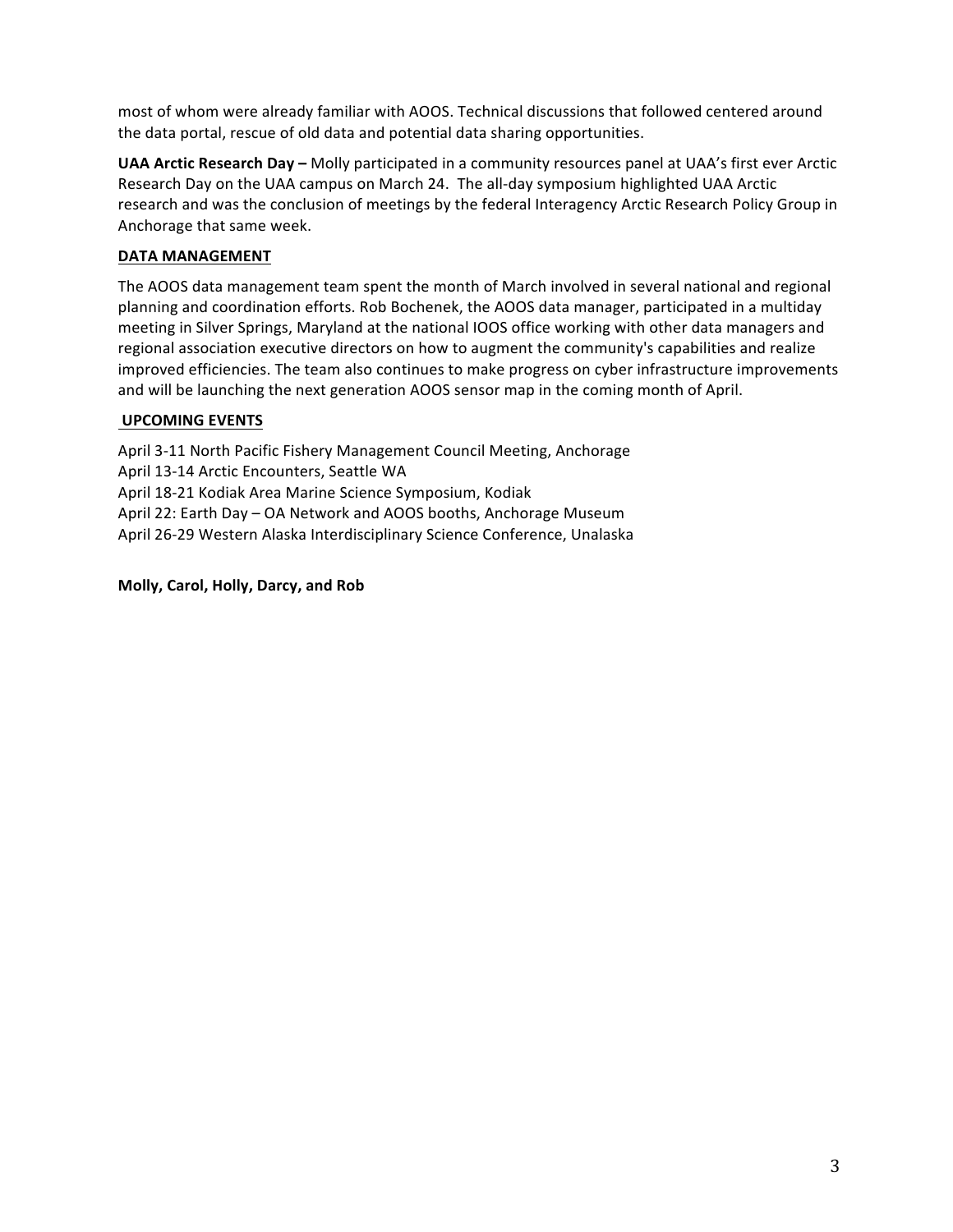most of whom were already familiar with AOOS. Technical discussions that followed centered around the data portal, rescue of old data and potential data sharing opportunities.

**UAA Arctic Research Day –** Molly participated in a community resources panel at UAA's first ever Arctic Research Day on the UAA campus on March 24. The all-day symposium highlighted UAA Arctic research and was the conclusion of meetings by the federal Interagency Arctic Research Policy Group in Anchorage that same week.

## <u>DATA MANAGEMENT</u>

The AOOS data management team spent the month of March involved in several national and regional planning and coordination efforts. Rob Bochenek, the AOOS data manager, participated in a multiday meeting in Silver Springs, Maryland at the national IOOS office working with other data managers and regional association executive directors on how to augment the community's capabilities and realize improved efficiencies. The team also continues to make progress on cyber infrastructure improvements and will be launching the next generation AOOS sensor map in the coming month of April.

## <u>UPCOMING EVENTS</u>

April 3-11 North Pacific Fishery Management Council Meeting, Anchorage
April 13-14 Arctic Encounters, Seattle WA
April 18-21 Kodiak Area Marine Science Symposium, Kodiak
April 22: Earth Day – OA Network and AOOS booths, Anchorage Museum
April 26-29 Western Alaska Interdisciplinary Science Conference, Unalaska

**Molly, Carol, Holly, Darcy, and Rob**